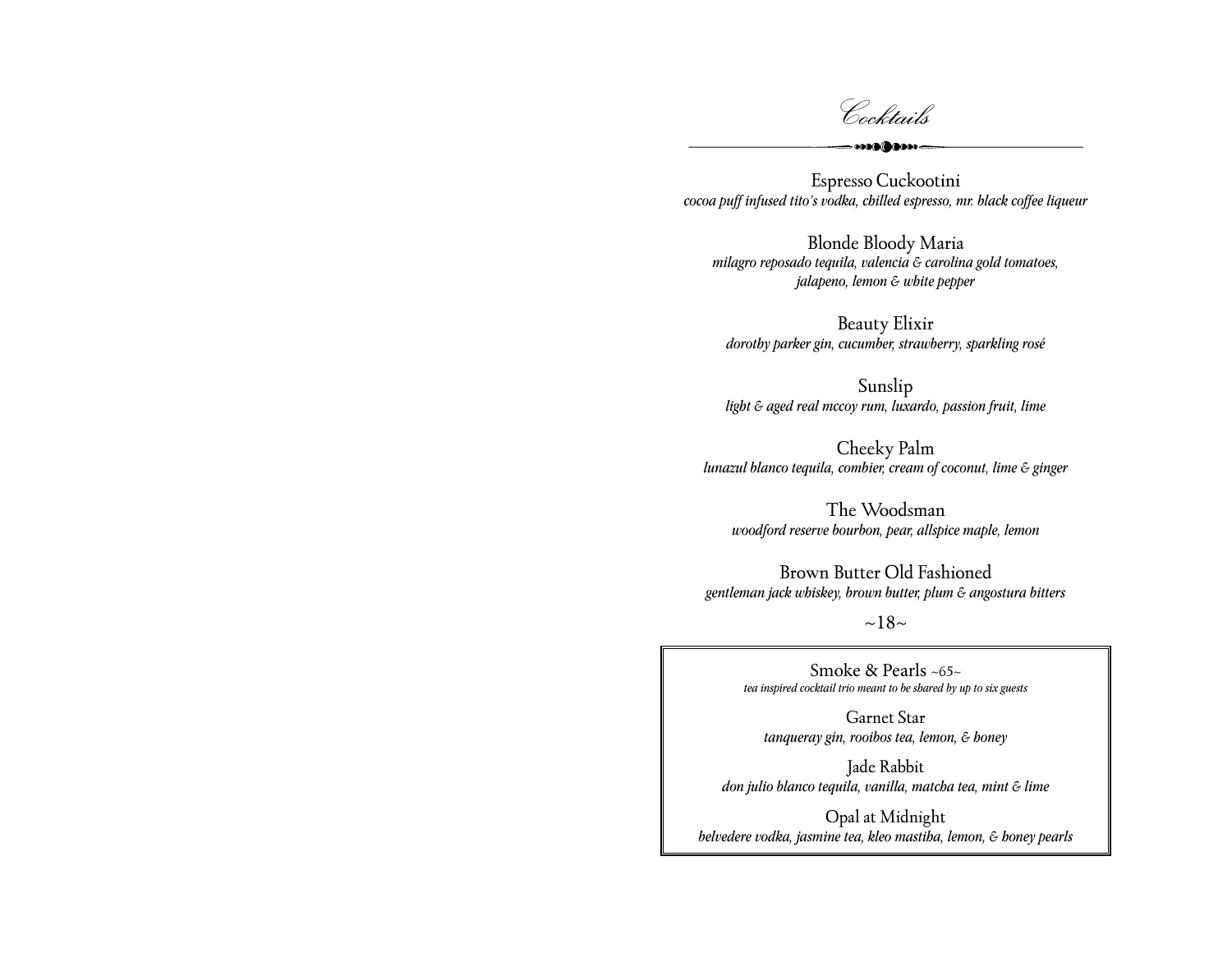# Cocktails

Espresso Cuckootini
*cocoa puff infused tito's vodka, chilled espresso, mr. black coffee liqueur*

Blonde Bloody Maria
*milagro reposado tequila, valencia & carolina gold tomatoes, jalapeno, lemon & white pepper*

Beauty Elixir
*dorothy parker gin, cucumber, strawberry, sparkling rosé*

Sunslip
*light & aged real mccoy rum, luxardo, passion fruit, lime*

Cheeky Palm
*lunazul blanco tequila, combier, cream of coconut, lime & ginger*

The Woodsman
*woodford reserve bourbon, pear, allspice maple, lemon*

Brown Butter Old Fashioned
*gentleman jack whiskey, brown butter, plum & angostura bitters*

~18~

Smoke & Pearls ~65~
*tea inspired cocktail trio meant to be shared by up to six guests*

Garnet Star
*tanqueray gin, rooibos tea, lemon, & honey*

Jade Rabbit
*don julio blanco tequila, vanilla, matcha tea, mint & lime*

Opal at Midnight
*belvedere vodka, jasmine tea, kleo mastiha, lemon, & honey pearls*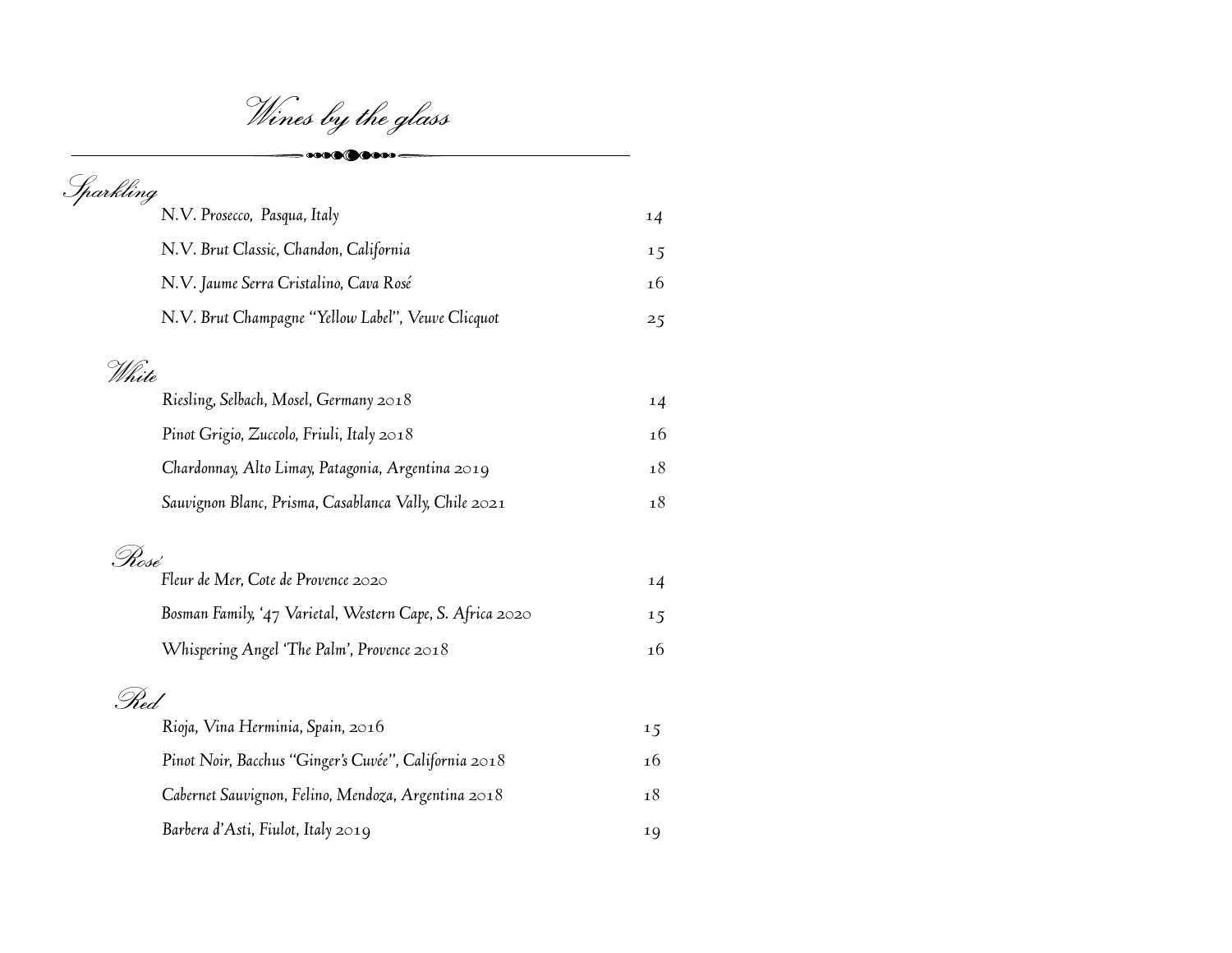# Wines by the glass

## Sparkling

| | |
|---|---|
| N.V. Prosecco, Pasqua, Italy | 14 |
| N.V. Brut Classic, Chandon, California | 15 |
| N.V. Jaume Serra Cristalino, Cava Rosé | 16 |
| N.V. Brut Champagne "Yellow Label", Veuve Clicquot | 25 |

## White

| | |
|---|---|
| Riesling, Selbach, Mosel, Germany 2018 | 14 |
| Pinot Grigio, Zuccolo, Friuli, Italy 2018 | 16 |
| Chardonnay, Alto Limay, Patagonia, Argentina 2019 | 18 |
| Sauvignon Blanc, Prisma, Casablanca Vally, Chile 2021 | 18 |

## Rosé

| | |
|---|---|
| Fleur de Mer, Cote de Provence 2020 | 14 |
| Bosman Family, '47 Varietal, Western Cape, S. Africa 2020 | 15 |
| Whispering Angel 'The Palm', Provence 2018 | 16 |

## Red

| | |
|---|---|
| Rioja, Vina Herminia, Spain, 2016 | 15 |
| Pinot Noir, Bacchus "Ginger's Cuvée", California 2018 | 16 |
| Cabernet Sauvignon, Felino, Mendoza, Argentina 2018 | 18 |
| Barbera d'Asti, Fiulot, Italy 2019 | 19 |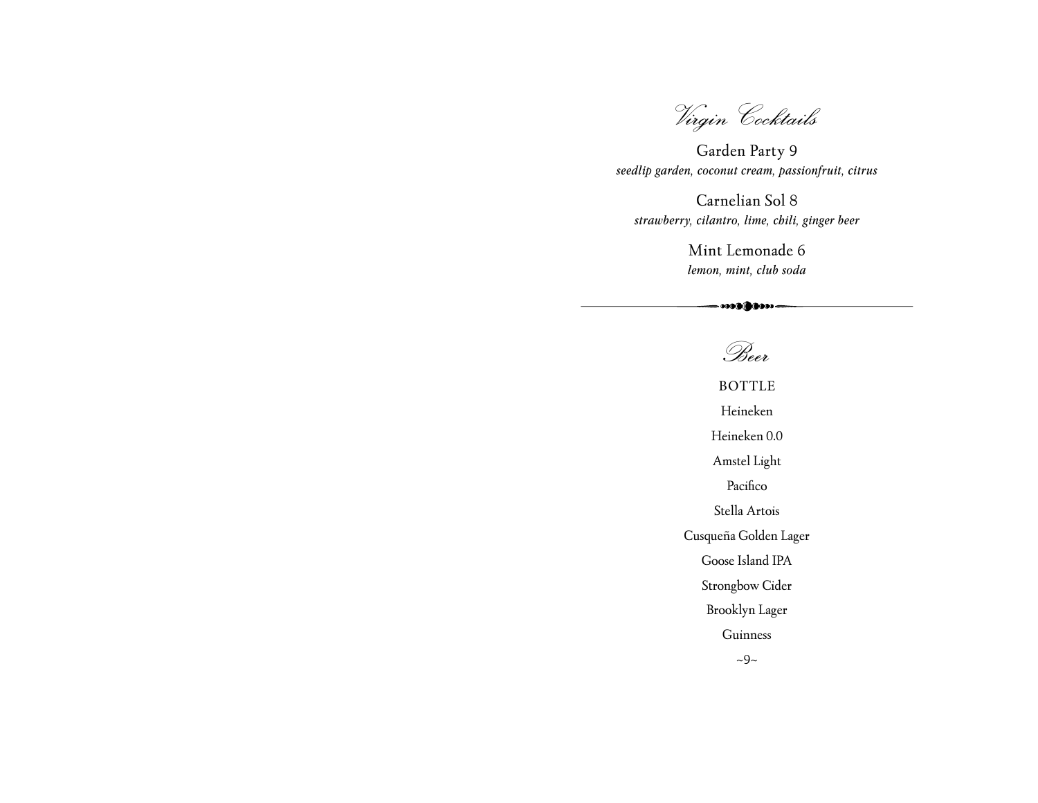# Virgin Cocktails

Garden Party 9
*seedlip garden, coconut cream, passionfruit, citrus*

Carnelian Sol 8
*strawberry, cilantro, lime, chili, ginger beer*

Mint Lemonade 6
*lemon, mint, club soda*

---

# Beer

BOTTLE

Heineken

Heineken 0.0

Amstel Light

Pacifico

Stella Artois

Cusqueña Golden Lager

Goose Island IPA

Strongbow Cider

Brooklyn Lager

Guinness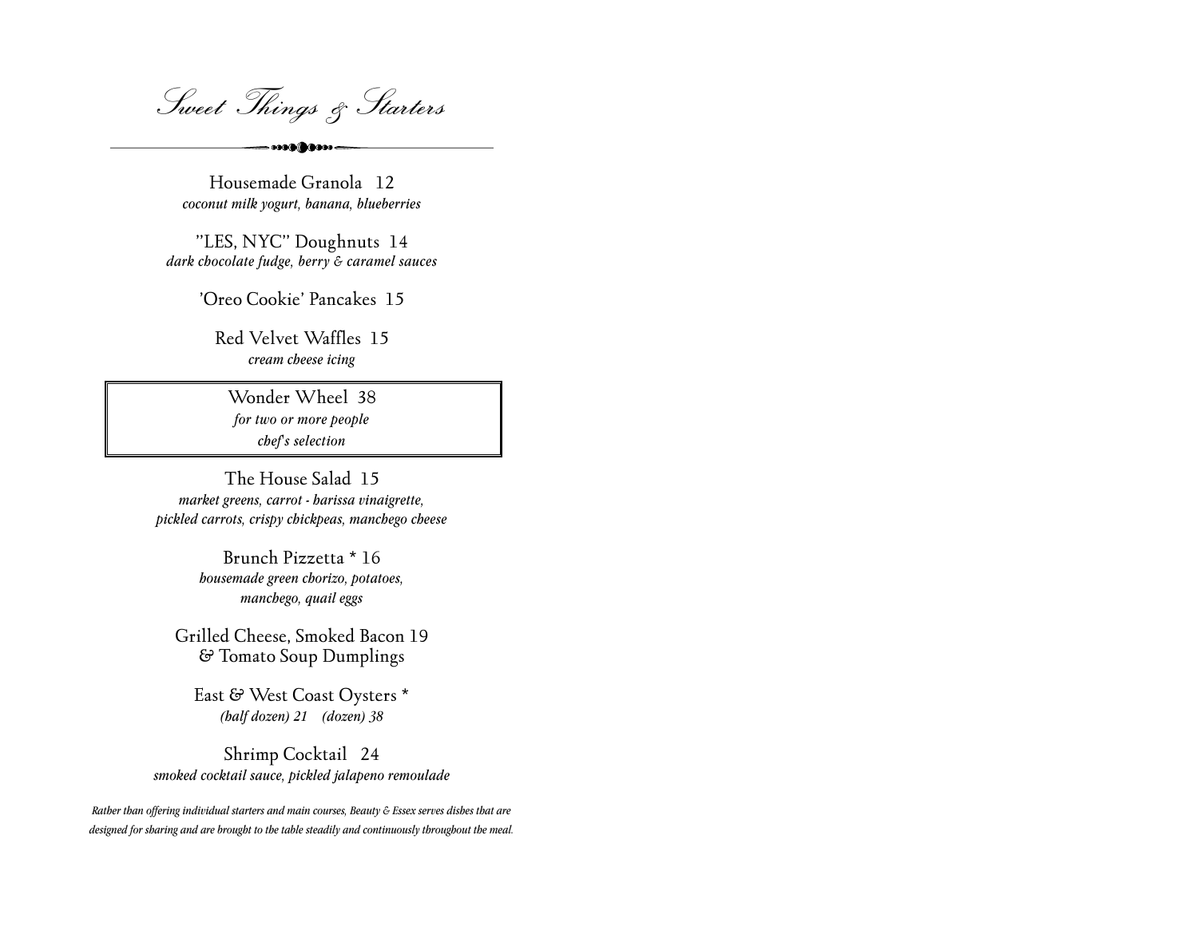# Sweet Things & Starters

Housemade Granola 12
*coconut milk yogurt, banana, blueberries*

"LES, NYC" Doughnuts 14
*dark chocolate fudge, berry & caramel sauces*

'Oreo Cookie' Pancakes 15

Red Velvet Waffles 15
*cream cheese icing*

Wonder Wheel 38
*for two or more people*
*chef's selection*

The House Salad 15
*market greens, carrot - harissa vinaigrette, pickled carrots, crispy chickpeas, manchego cheese*

Brunch Pizzetta * 16
*housemade green chorizo, potatoes, manchego, quail eggs*

Grilled Cheese, Smoked Bacon 19
& Tomato Soup Dumplings

East & West Coast Oysters *
*(half dozen) 21 (dozen) 38*

Shrimp Cocktail 24
*smoked cocktail sauce, pickled jalapeno remoulade*

*Rather than offering individual starters and main courses, Beauty & Essex serves dishes that are designed for sharing and are brought to the table steadily and continuously throughout the meal.*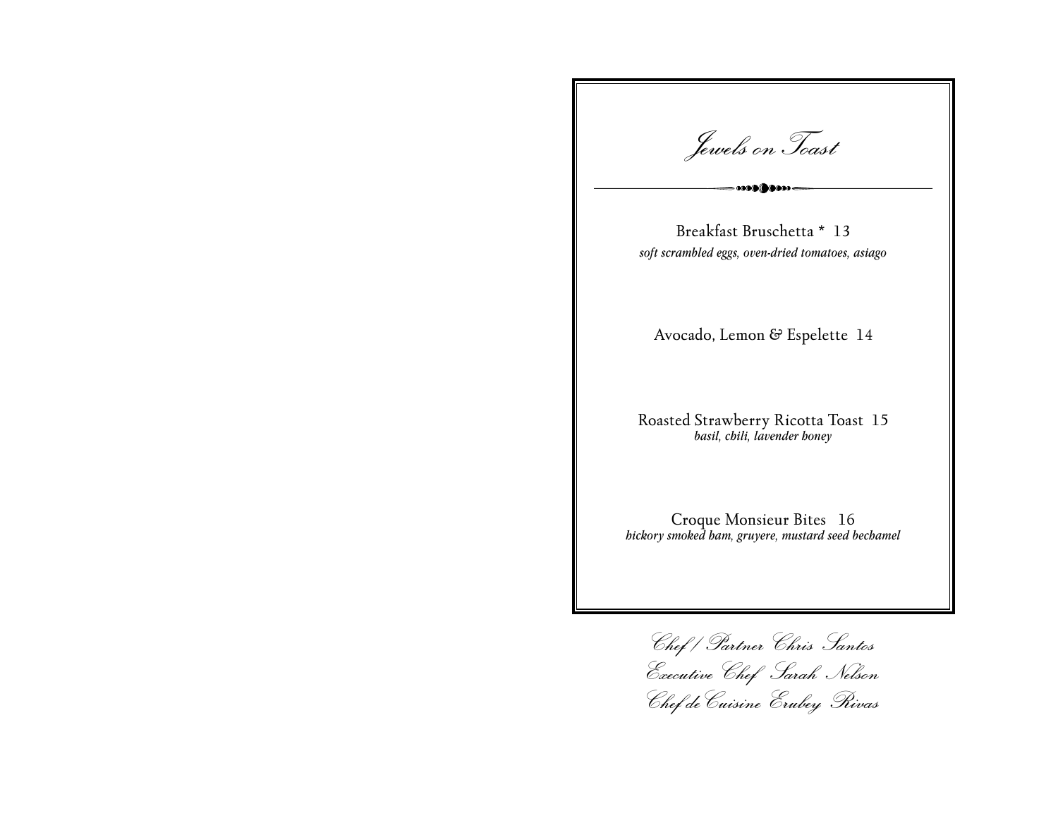# *Jewels on Toast*

Breakfast Bruschetta * 13
*soft scrambled eggs, oven-dried tomatoes, asiago*

Avocado, Lemon & Espelette 14

Roasted Strawberry Ricotta Toast 15
*basil, chili, lavender honey*

Croque Monsieur Bites 16
*hickory smoked ham, gruyere, mustard seed bechamel*

*Chef / Partner Chris Santos*
*Executive Chef Sarah Nelson*
*Chef de Cuisine Erubey Rivas*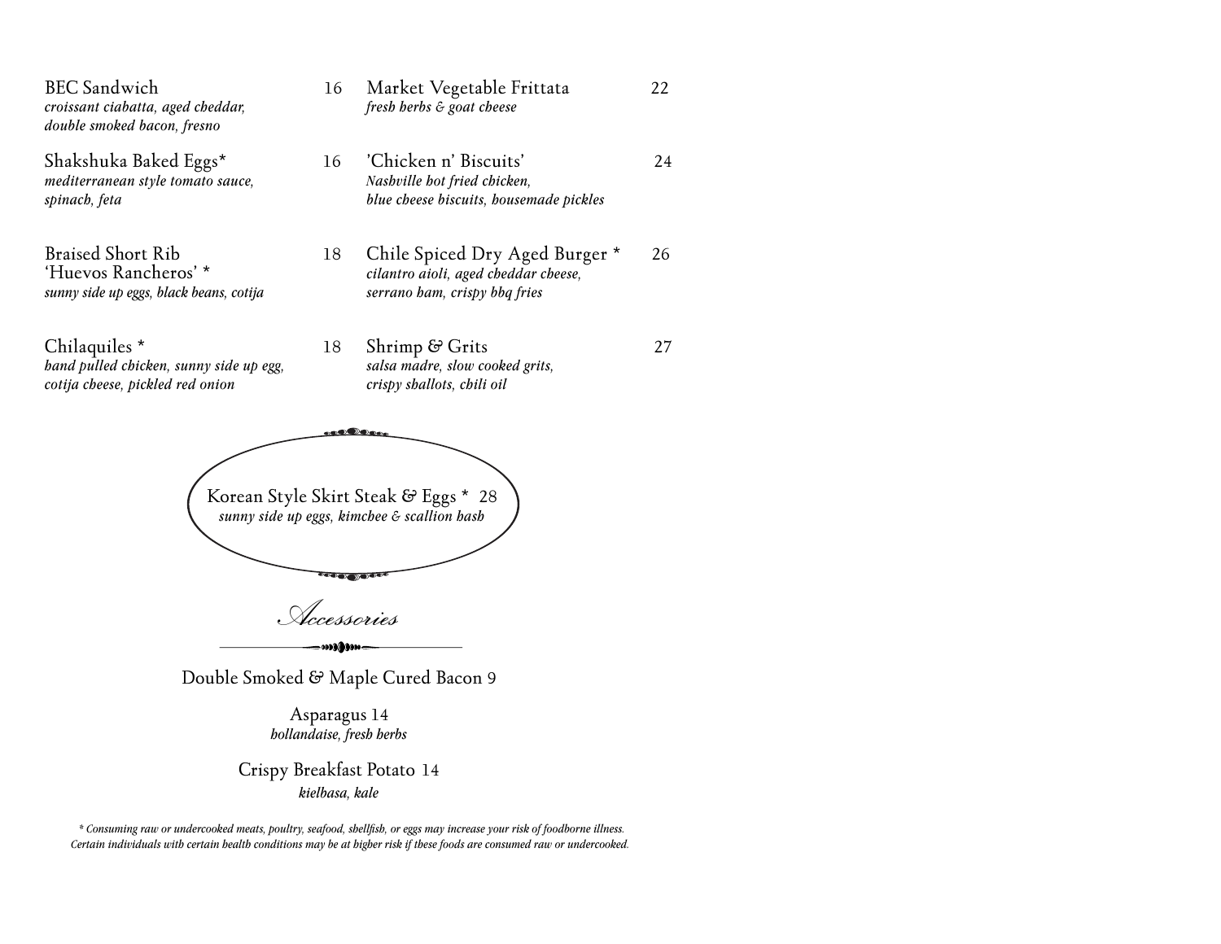BEC Sandwich 16
*croissant ciabatta, aged cheddar, double smoked bacon, fresno*

Shakshuka Baked Eggs* 16
*mediterranean style tomato sauce, spinach, feta*

Braised Short Rib 'Huevos Rancheros' * 18
*sunny side up eggs, black beans, cotija*

Chilaquiles * 18
*hand pulled chicken, sunny side up egg, cotija cheese, pickled red onion*

Market Vegetable Frittata 22
*fresh herbs & goat cheese*

'Chicken n' Biscuits' 24
*Nashville hot fried chicken, blue cheese biscuits, housemade pickles*

Chile Spiced Dry Aged Burger * 26
*cilantro aioli, aged cheddar cheese, serrano ham, crispy bbq fries*

Shrimp & Grits 27
*salsa madre, slow cooked grits, crispy shallots, chili oil*

Korean Style Skirt Steak & Eggs * 28
*sunny side up eggs, kimchee & scallion hash*

## Accessories

Double Smoked & Maple Cured Bacon 9

Asparagus 14
*hollandaise, fresh herbs*

Crispy Breakfast Potato 14
*kielbasa, kale*

*\* Consuming raw or undercooked meats, poultry, seafood, shellfish, or eggs may increase your risk of foodborne illness. Certain individuals with certain health conditions may be at higher risk if these foods are consumed raw or undercooked.*